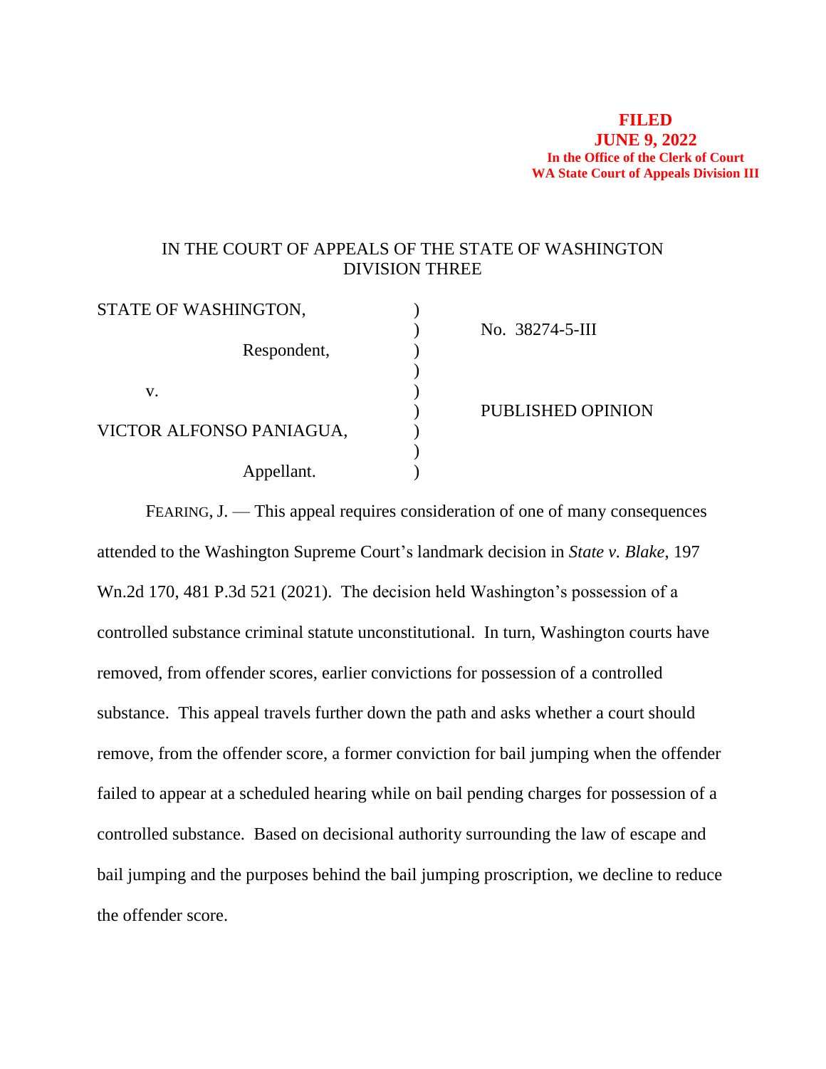**FILED**
**JUNE 9, 2022**
**In the Office of the Clerk of Court**
**WA State Court of Appeals Division III**

IN THE COURT OF APPEALS OF THE STATE OF WASHINGTON
DIVISION THREE

| | | |
|---|---|---|
| STATE OF WASHINGTON, | ) | |
| | ) | No. 38274-5-III |
| Respondent, | ) | |
| | ) | |
| v. | ) | |
| | ) | PUBLISHED OPINION |
| VICTOR ALFONSO PANIAGUA, | ) | |
| | ) | |
| Appellant. | ) | |

FEARING, J. — This appeal requires consideration of one of many consequences attended to the Washington Supreme Court's landmark decision in *State v. Blake*, 197 Wn.2d 170, 481 P.3d 521 (2021). The decision held Washington's possession of a controlled substance criminal statute unconstitutional. In turn, Washington courts have removed, from offender scores, earlier convictions for possession of a controlled substance. This appeal travels further down the path and asks whether a court should remove, from the offender score, a former conviction for bail jumping when the offender failed to appear at a scheduled hearing while on bail pending charges for possession of a controlled substance. Based on decisional authority surrounding the law of escape and bail jumping and the purposes behind the bail jumping proscription, we decline to reduce the offender score.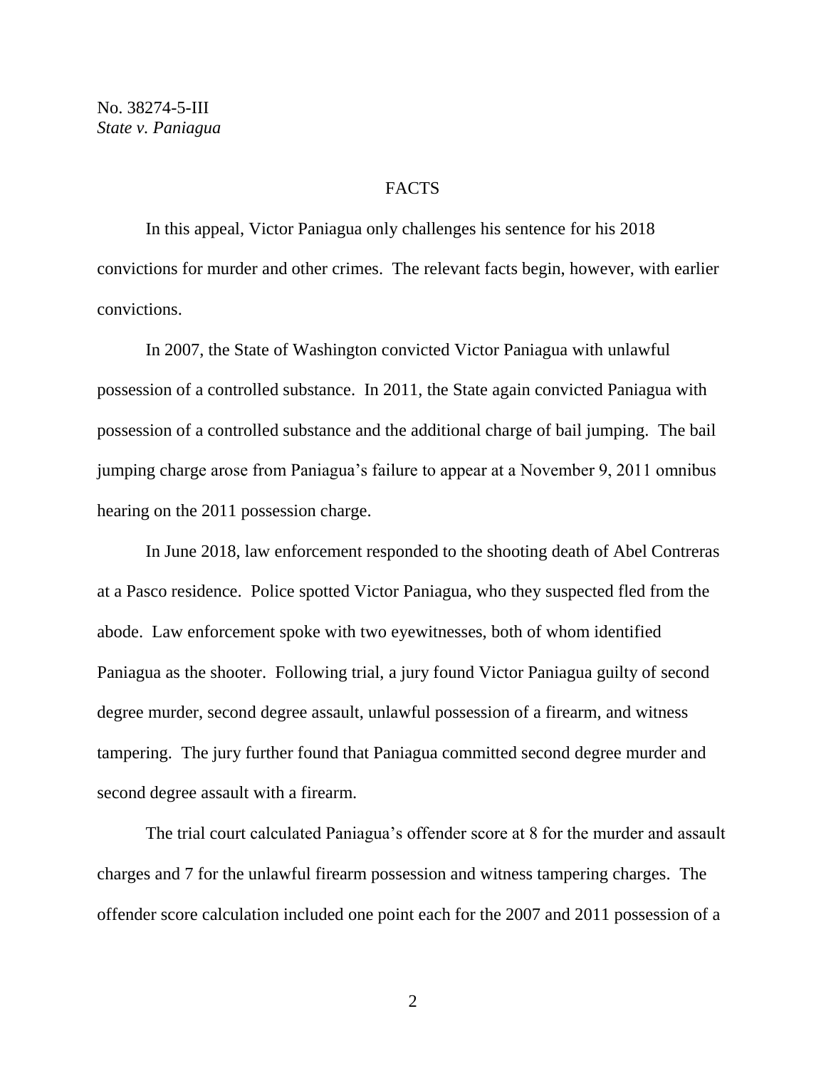## FACTS

In this appeal, Victor Paniagua only challenges his sentence for his 2018 convictions for murder and other crimes. The relevant facts begin, however, with earlier convictions.

In 2007, the State of Washington convicted Victor Paniagua with unlawful possession of a controlled substance. In 2011, the State again convicted Paniagua with possession of a controlled substance and the additional charge of bail jumping. The bail jumping charge arose from Paniagua's failure to appear at a November 9, 2011 omnibus hearing on the 2011 possession charge.

In June 2018, law enforcement responded to the shooting death of Abel Contreras at a Pasco residence. Police spotted Victor Paniagua, who they suspected fled from the abode. Law enforcement spoke with two eyewitnesses, both of whom identified Paniagua as the shooter. Following trial, a jury found Victor Paniagua guilty of second degree murder, second degree assault, unlawful possession of a firearm, and witness tampering. The jury further found that Paniagua committed second degree murder and second degree assault with a firearm.

The trial court calculated Paniagua's offender score at 8 for the murder and assault charges and 7 for the unlawful firearm possession and witness tampering charges. The offender score calculation included one point each for the 2007 and 2011 possession of a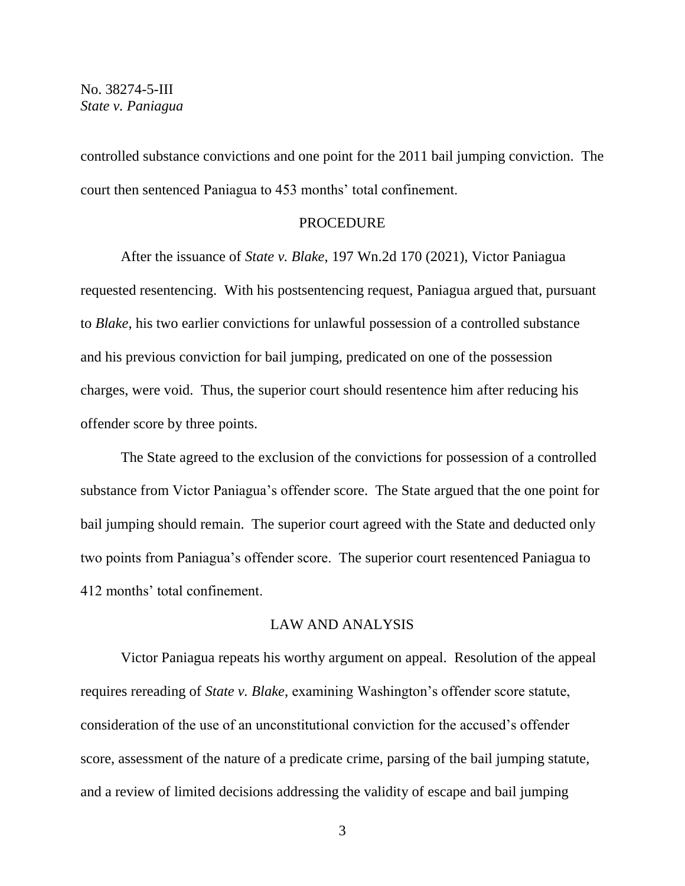controlled substance convictions and one point for the 2011 bail jumping conviction. The court then sentenced Paniagua to 453 months' total confinement.

## PROCEDURE

After the issuance of *State v. Blake*, 197 Wn.2d 170 (2021), Victor Paniagua requested resentencing. With his postsentencing request, Paniagua argued that, pursuant to *Blake*, his two earlier convictions for unlawful possession of a controlled substance and his previous conviction for bail jumping, predicated on one of the possession charges, were void. Thus, the superior court should resentence him after reducing his offender score by three points.

The State agreed to the exclusion of the convictions for possession of a controlled substance from Victor Paniagua's offender score. The State argued that the one point for bail jumping should remain. The superior court agreed with the State and deducted only two points from Paniagua's offender score. The superior court resentenced Paniagua to 412 months' total confinement.

## LAW AND ANALYSIS

Victor Paniagua repeats his worthy argument on appeal. Resolution of the appeal requires rereading of *State v. Blake*, examining Washington's offender score statute, consideration of the use of an unconstitutional conviction for the accused's offender score, assessment of the nature of a predicate crime, parsing of the bail jumping statute, and a review of limited decisions addressing the validity of escape and bail jumping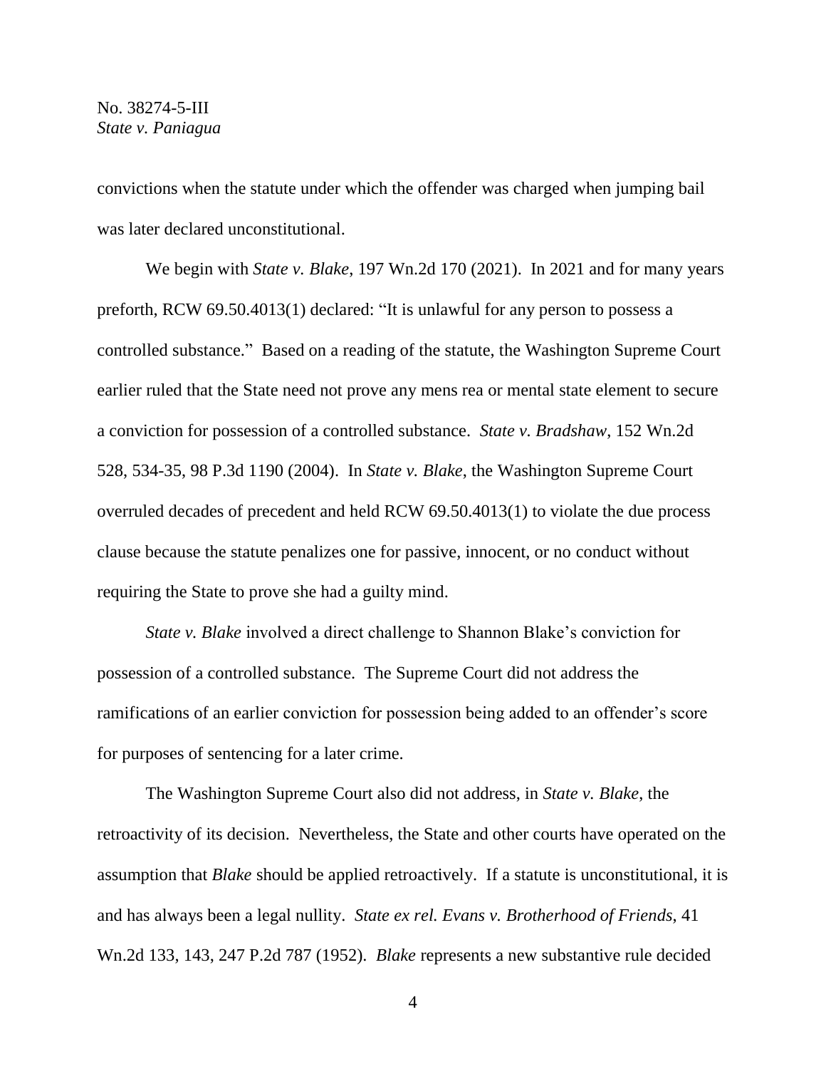convictions when the statute under which the offender was charged when jumping bail was later declared unconstitutional.

We begin with *State v. Blake*, 197 Wn.2d 170 (2021). In 2021 and for many years preforth, RCW 69.50.4013(1) declared: "It is unlawful for any person to possess a controlled substance." Based on a reading of the statute, the Washington Supreme Court earlier ruled that the State need not prove any mens rea or mental state element to secure a conviction for possession of a controlled substance. *State v. Bradshaw*, 152 Wn.2d 528, 534-35, 98 P.3d 1190 (2004). In *State v. Blake*, the Washington Supreme Court overruled decades of precedent and held RCW 69.50.4013(1) to violate the due process clause because the statute penalizes one for passive, innocent, or no conduct without requiring the State to prove she had a guilty mind.

*State v. Blake* involved a direct challenge to Shannon Blake's conviction for possession of a controlled substance. The Supreme Court did not address the ramifications of an earlier conviction for possession being added to an offender's score for purposes of sentencing for a later crime.

The Washington Supreme Court also did not address, in *State v. Blake*, the retroactivity of its decision. Nevertheless, the State and other courts have operated on the assumption that *Blake* should be applied retroactively. If a statute is unconstitutional, it is and has always been a legal nullity. *State ex rel. Evans v. Brotherhood of Friends*, 41 Wn.2d 133, 143, 247 P.2d 787 (1952). *Blake* represents a new substantive rule decided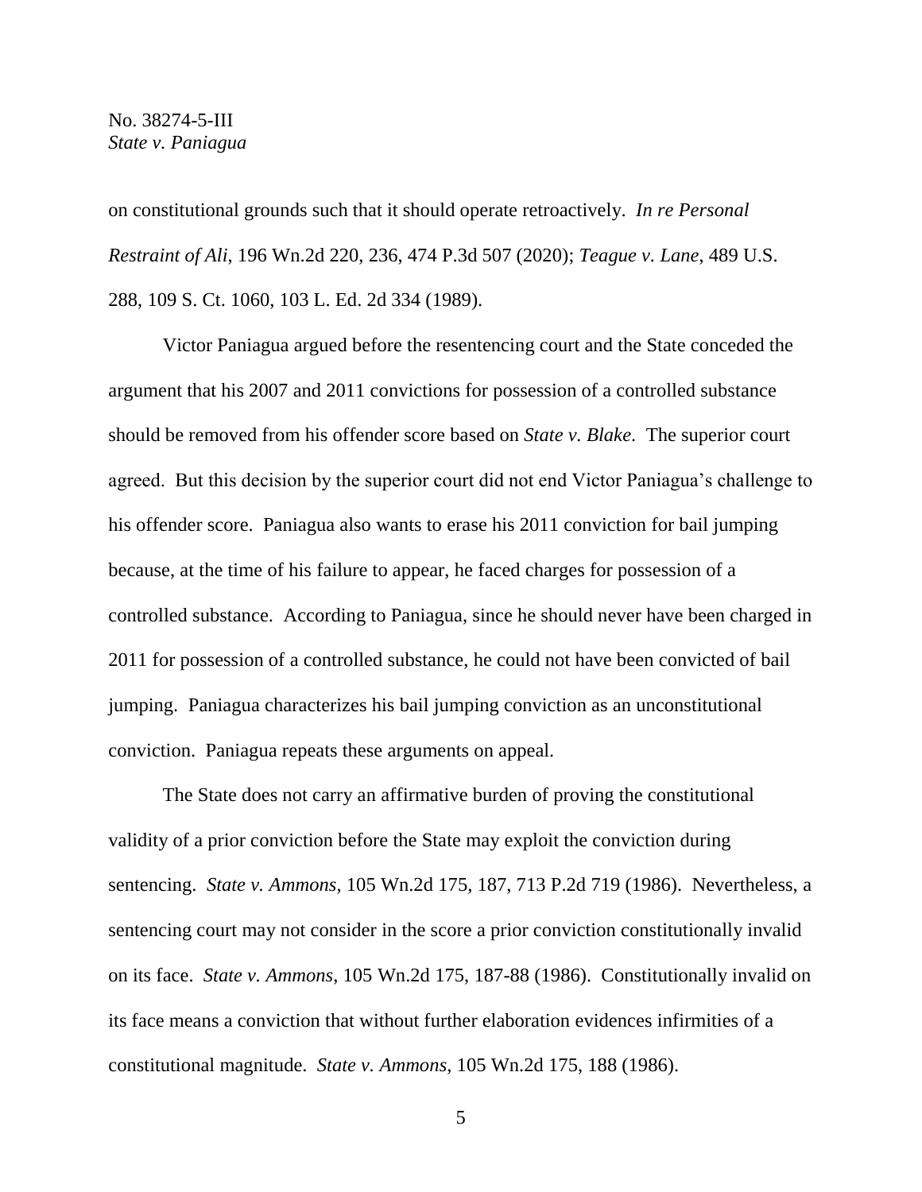on constitutional grounds such that it should operate retroactively. *In re Personal Restraint of Ali*, 196 Wn.2d 220, 236, 474 P.3d 507 (2020); *Teague v. Lane*, 489 U.S. 288, 109 S. Ct. 1060, 103 L. Ed. 2d 334 (1989).

Victor Paniagua argued before the resentencing court and the State conceded the argument that his 2007 and 2011 convictions for possession of a controlled substance should be removed from his offender score based on *State v. Blake*. The superior court agreed. But this decision by the superior court did not end Victor Paniagua's challenge to his offender score. Paniagua also wants to erase his 2011 conviction for bail jumping because, at the time of his failure to appear, he faced charges for possession of a controlled substance. According to Paniagua, since he should never have been charged in 2011 for possession of a controlled substance, he could not have been convicted of bail jumping. Paniagua characterizes his bail jumping conviction as an unconstitutional conviction. Paniagua repeats these arguments on appeal.

The State does not carry an affirmative burden of proving the constitutional validity of a prior conviction before the State may exploit the conviction during sentencing. *State v. Ammons*, 105 Wn.2d 175, 187, 713 P.2d 719 (1986). Nevertheless, a sentencing court may not consider in the score a prior conviction constitutionally invalid on its face. *State v. Ammons*, 105 Wn.2d 175, 187-88 (1986). Constitutionally invalid on its face means a conviction that without further elaboration evidences infirmities of a constitutional magnitude. *State v. Ammons*, 105 Wn.2d 175, 188 (1986).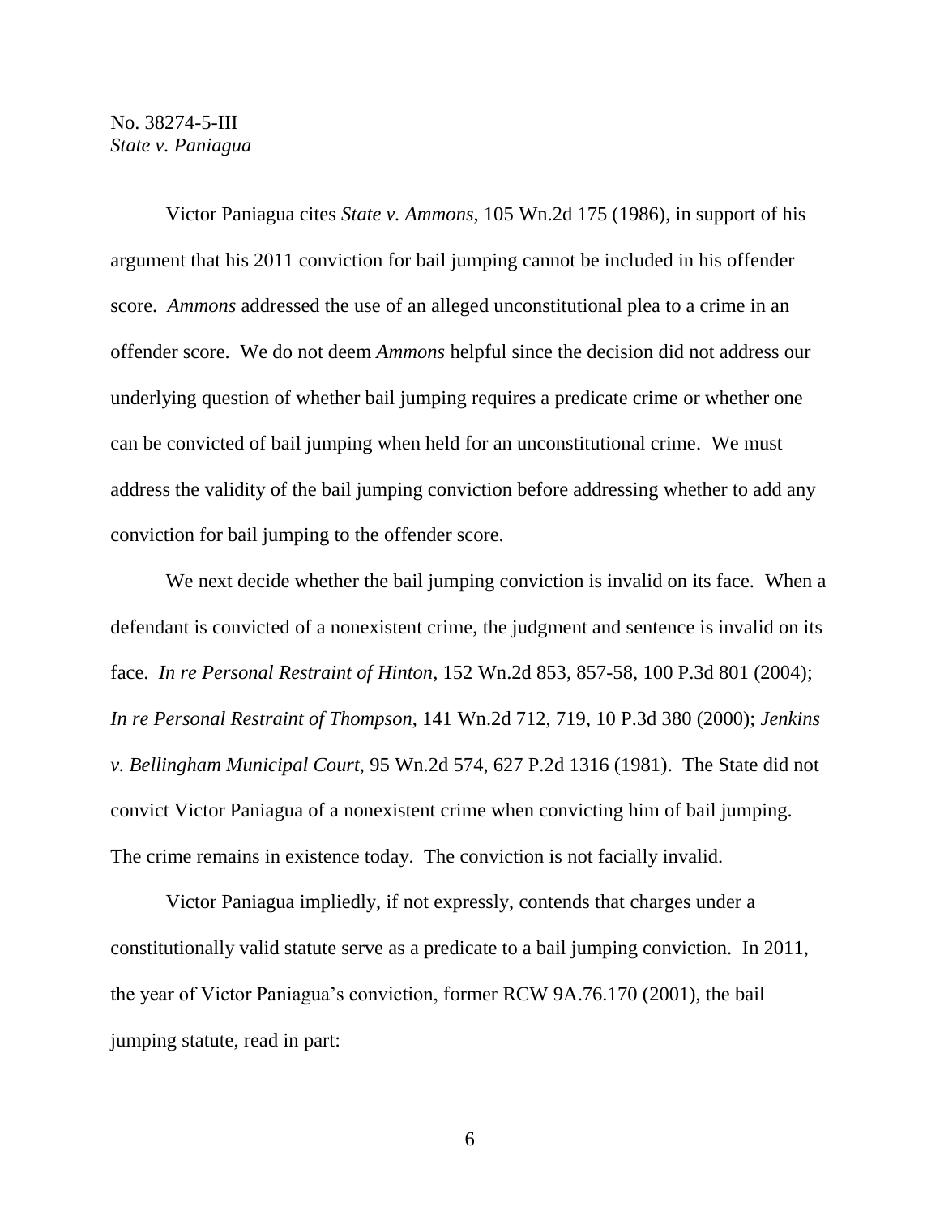Victor Paniagua cites *State v. Ammons*, 105 Wn.2d 175 (1986), in support of his argument that his 2011 conviction for bail jumping cannot be included in his offender score. *Ammons* addressed the use of an alleged unconstitutional plea to a crime in an offender score. We do not deem *Ammons* helpful since the decision did not address our underlying question of whether bail jumping requires a predicate crime or whether one can be convicted of bail jumping when held for an unconstitutional crime. We must address the validity of the bail jumping conviction before addressing whether to add any conviction for bail jumping to the offender score.

We next decide whether the bail jumping conviction is invalid on its face. When a defendant is convicted of a nonexistent crime, the judgment and sentence is invalid on its face. *In re Personal Restraint of Hinton*, 152 Wn.2d 853, 857-58, 100 P.3d 801 (2004); *In re Personal Restraint of Thompson*, 141 Wn.2d 712, 719, 10 P.3d 380 (2000); *Jenkins v. Bellingham Municipal Court*, 95 Wn.2d 574, 627 P.2d 1316 (1981). The State did not convict Victor Paniagua of a nonexistent crime when convicting him of bail jumping. The crime remains in existence today. The conviction is not facially invalid.

Victor Paniagua impliedly, if not expressly, contends that charges under a constitutionally valid statute serve as a predicate to a bail jumping conviction. In 2011, the year of Victor Paniagua's conviction, former RCW 9A.76.170 (2001), the bail jumping statute, read in part: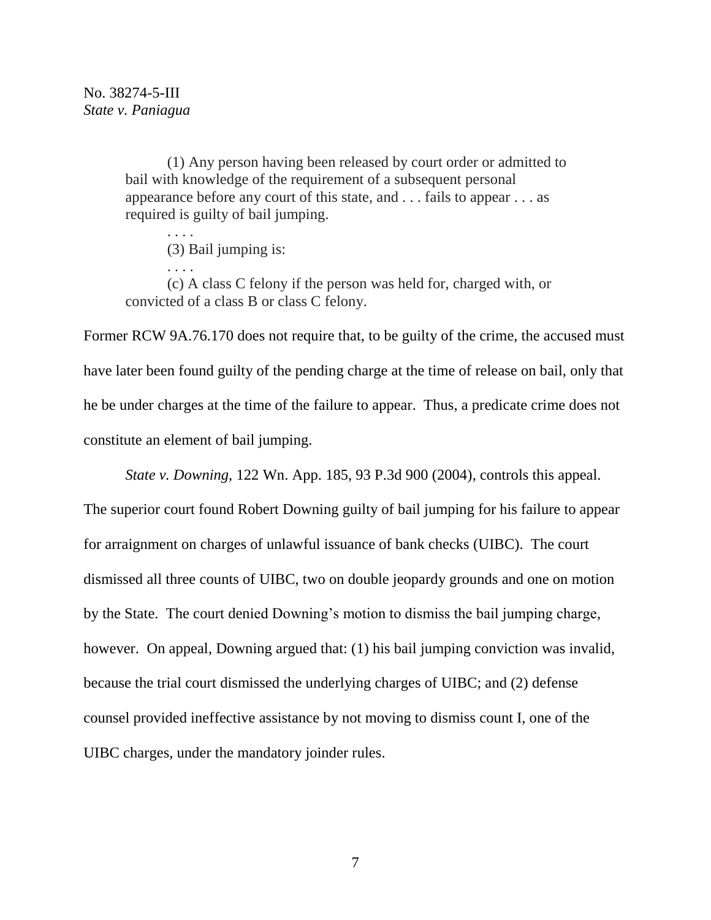> (1) Any person having been released by court order or admitted to bail with knowledge of the requirement of a subsequent personal appearance before any court of this state, and . . . fails to appear . . . as required is guilty of bail jumping.
>
> . . . .
>
> (3) Bail jumping is:
>
> . . . .
>
> (c) A class C felony if the person was held for, charged with, or convicted of a class B or class C felony.

Former RCW 9A.76.170 does not require that, to be guilty of the crime, the accused must have later been found guilty of the pending charge at the time of release on bail, only that he be under charges at the time of the failure to appear. Thus, a predicate crime does not constitute an element of bail jumping.

*State v. Downing*, 122 Wn. App. 185, 93 P.3d 900 (2004), controls this appeal. The superior court found Robert Downing guilty of bail jumping for his failure to appear for arraignment on charges of unlawful issuance of bank checks (UIBC). The court dismissed all three counts of UIBC, two on double jeopardy grounds and one on motion by the State. The court denied Downing's motion to dismiss the bail jumping charge, however. On appeal, Downing argued that: (1) his bail jumping conviction was invalid, because the trial court dismissed the underlying charges of UIBC; and (2) defense counsel provided ineffective assistance by not moving to dismiss count I, one of the UIBC charges, under the mandatory joinder rules.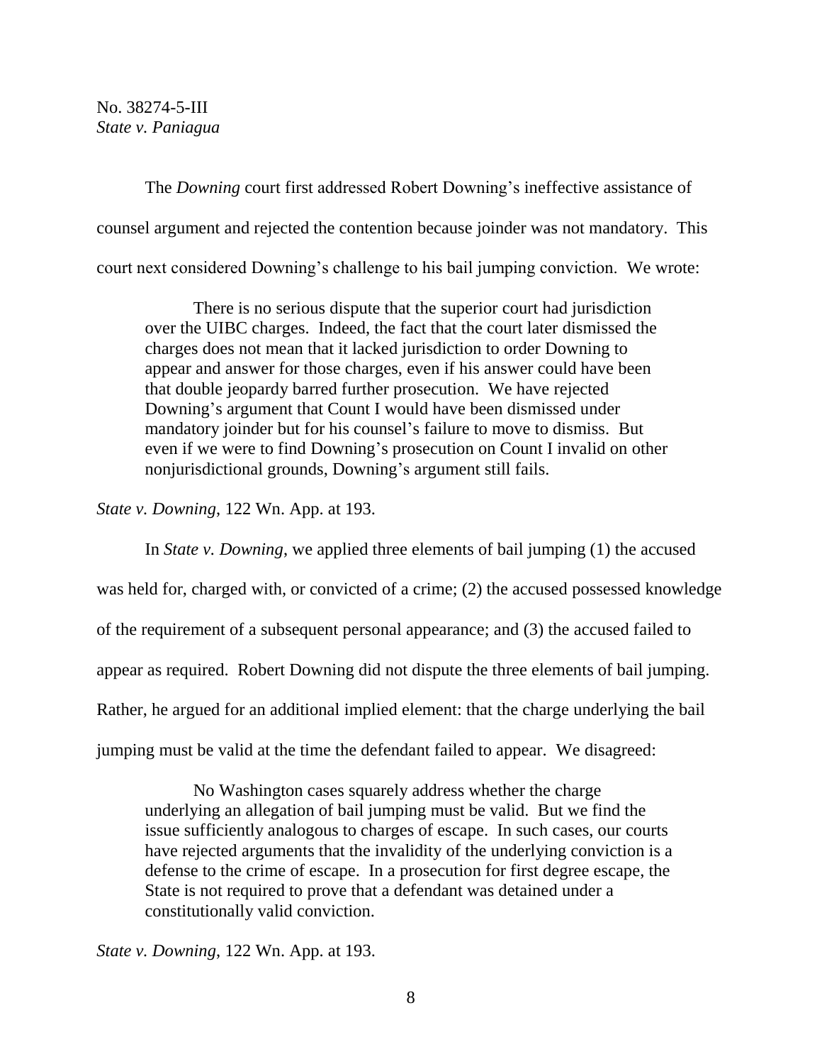The *Downing* court first addressed Robert Downing's ineffective assistance of counsel argument and rejected the contention because joinder was not mandatory. This court next considered Downing's challenge to his bail jumping conviction. We wrote:

> There is no serious dispute that the superior court had jurisdiction over the UIBC charges. Indeed, the fact that the court later dismissed the charges does not mean that it lacked jurisdiction to order Downing to appear and answer for those charges, even if his answer could have been that double jeopardy barred further prosecution. We have rejected Downing's argument that Count I would have been dismissed under mandatory joinder but for his counsel's failure to move to dismiss. But even if we were to find Downing's prosecution on Count I invalid on other nonjurisdictional grounds, Downing's argument still fails.

*State v. Downing*, 122 Wn. App. at 193.

In *State v. Downing*, we applied three elements of bail jumping (1) the accused was held for, charged with, or convicted of a crime; (2) the accused possessed knowledge of the requirement of a subsequent personal appearance; and (3) the accused failed to appear as required. Robert Downing did not dispute the three elements of bail jumping. Rather, he argued for an additional implied element: that the charge underlying the bail jumping must be valid at the time the defendant failed to appear. We disagreed:

> No Washington cases squarely address whether the charge underlying an allegation of bail jumping must be valid. But we find the issue sufficiently analogous to charges of escape. In such cases, our courts have rejected arguments that the invalidity of the underlying conviction is a defense to the crime of escape. In a prosecution for first degree escape, the State is not required to prove that a defendant was detained under a constitutionally valid conviction.

*State v. Downing*, 122 Wn. App. at 193.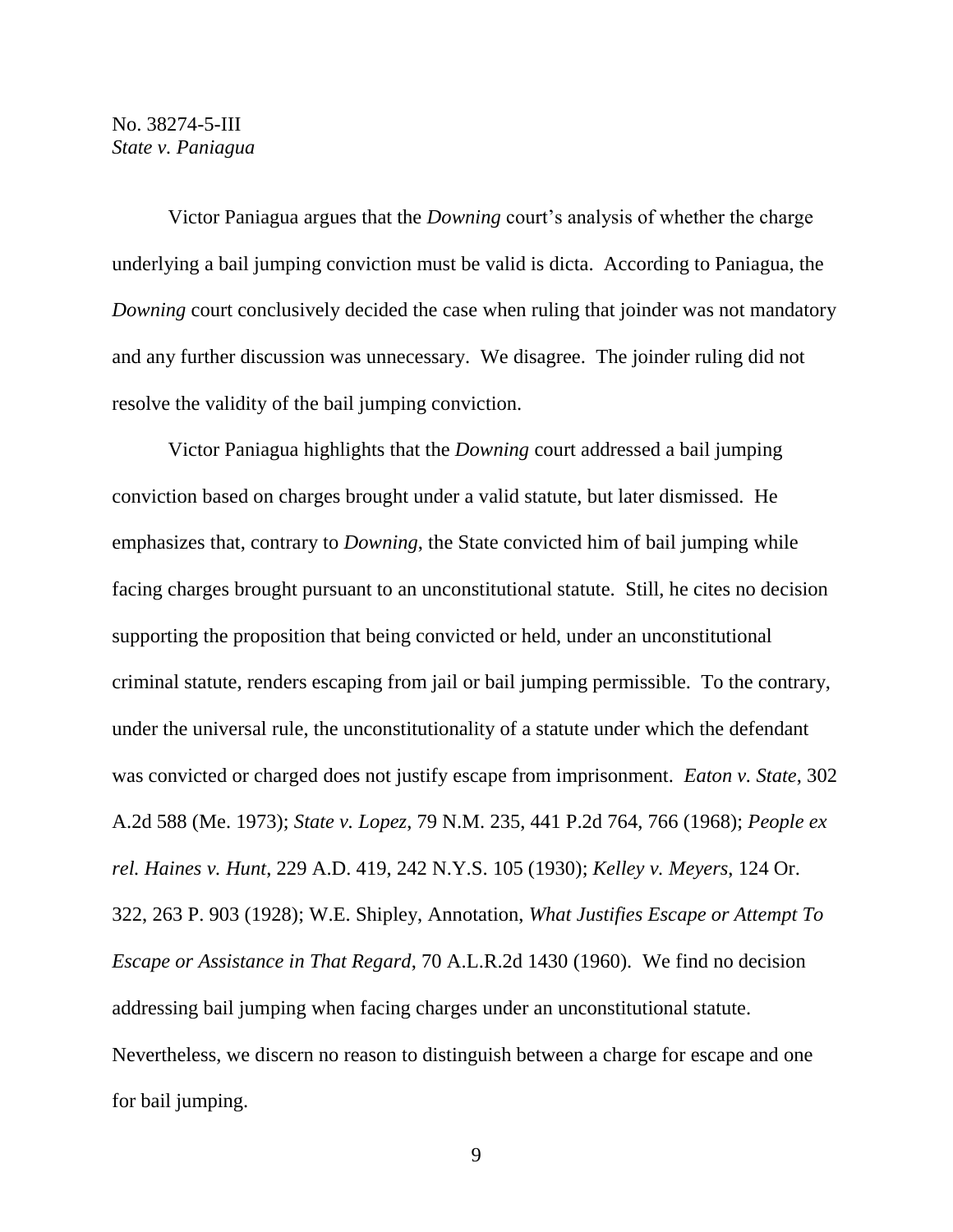Victor Paniagua argues that the *Downing* court's analysis of whether the charge underlying a bail jumping conviction must be valid is dicta. According to Paniagua, the *Downing* court conclusively decided the case when ruling that joinder was not mandatory and any further discussion was unnecessary. We disagree. The joinder ruling did not resolve the validity of the bail jumping conviction.

Victor Paniagua highlights that the *Downing* court addressed a bail jumping conviction based on charges brought under a valid statute, but later dismissed. He emphasizes that, contrary to *Downing*, the State convicted him of bail jumping while facing charges brought pursuant to an unconstitutional statute. Still, he cites no decision supporting the proposition that being convicted or held, under an unconstitutional criminal statute, renders escaping from jail or bail jumping permissible. To the contrary, under the universal rule, the unconstitutionality of a statute under which the defendant was convicted or charged does not justify escape from imprisonment. *Eaton v. State*, 302 A.2d 588 (Me. 1973); *State v. Lopez*, 79 N.M. 235, 441 P.2d 764, 766 (1968); *People ex rel. Haines v. Hunt*, 229 A.D. 419, 242 N.Y.S. 105 (1930); *Kelley v. Meyers*, 124 Or. 322, 263 P. 903 (1928); W.E. Shipley, Annotation, *What Justifies Escape or Attempt To Escape or Assistance in That Regard*, 70 A.L.R.2d 1430 (1960). We find no decision addressing bail jumping when facing charges under an unconstitutional statute. Nevertheless, we discern no reason to distinguish between a charge for escape and one for bail jumping.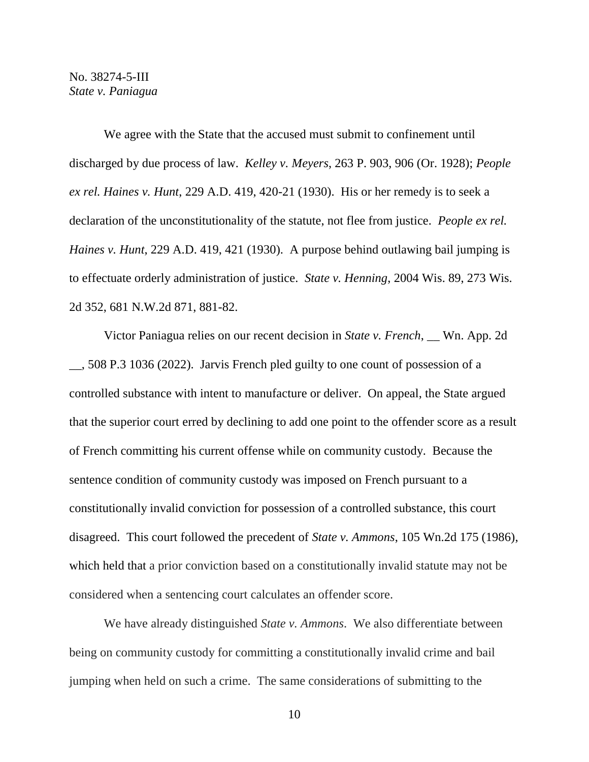We agree with the State that the accused must submit to confinement until discharged by due process of law. *Kelley v. Meyers*, 263 P. 903, 906 (Or. 1928); *People ex rel. Haines v. Hunt*, 229 A.D. 419, 420-21 (1930). His or her remedy is to seek a declaration of the unconstitutionality of the statute, not flee from justice. *People ex rel. Haines v. Hunt*, 229 A.D. 419, 421 (1930). A purpose behind outlawing bail jumping is to effectuate orderly administration of justice. *State v. Henning*, 2004 Wis. 89, 273 Wis. 2d 352, 681 N.W.2d 871, 881-82.

Victor Paniagua relies on our recent decision in *State v. French*, __ Wn. App. 2d __, 508 P.3 1036 (2022). Jarvis French pled guilty to one count of possession of a controlled substance with intent to manufacture or deliver. On appeal, the State argued that the superior court erred by declining to add one point to the offender score as a result of French committing his current offense while on community custody. Because the sentence condition of community custody was imposed on French pursuant to a constitutionally invalid conviction for possession of a controlled substance, this court disagreed. This court followed the precedent of *State v. Ammons*, 105 Wn.2d 175 (1986), which held that a prior conviction based on a constitutionally invalid statute may not be considered when a sentencing court calculates an offender score.

We have already distinguished *State v. Ammons*. We also differentiate between being on community custody for committing a constitutionally invalid crime and bail jumping when held on such a crime. The same considerations of submitting to the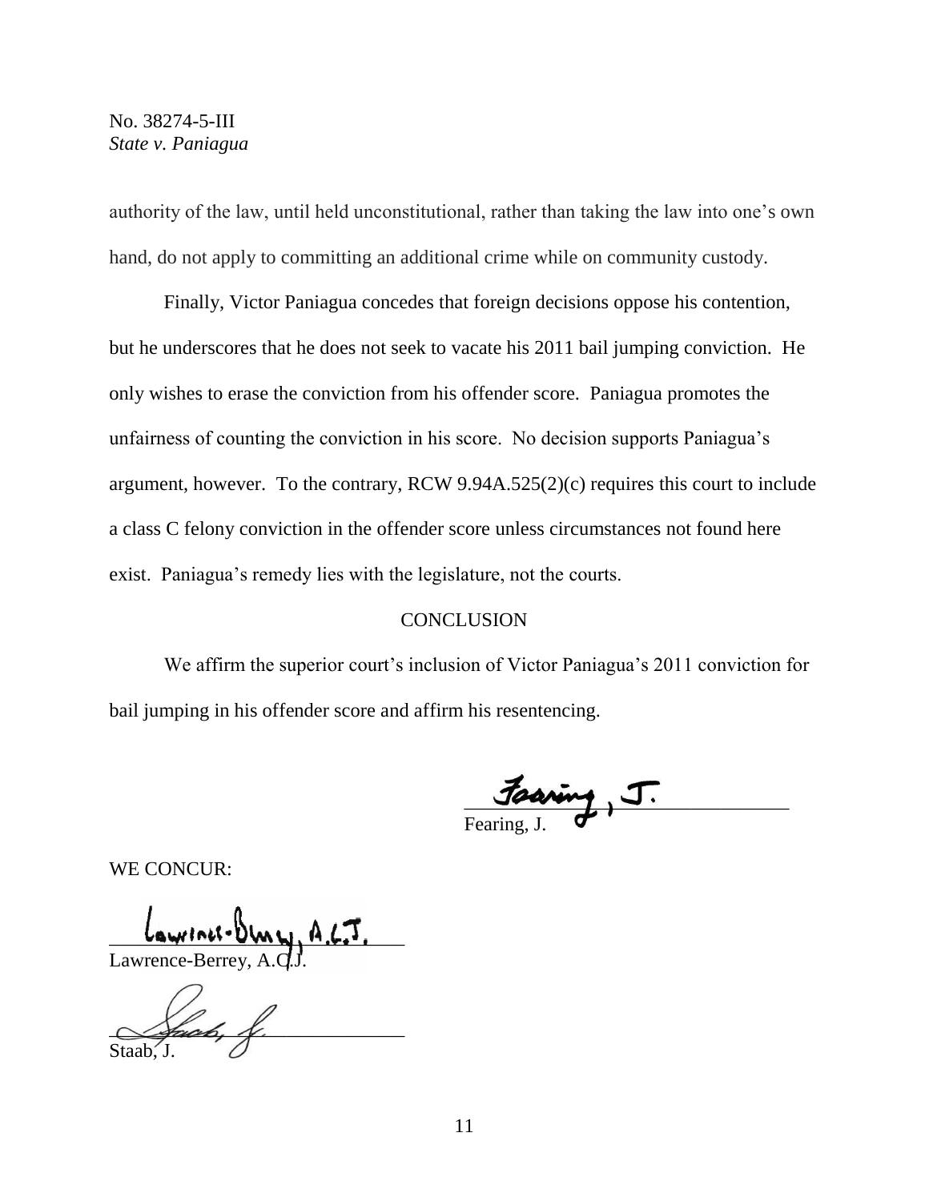authority of the law, until held unconstitutional, rather than taking the law into one's own hand, do not apply to committing an additional crime while on community custody.

Finally, Victor Paniagua concedes that foreign decisions oppose his contention, but he underscores that he does not seek to vacate his 2011 bail jumping conviction. He only wishes to erase the conviction from his offender score. Paniagua promotes the unfairness of counting the conviction in his score. No decision supports Paniagua's argument, however. To the contrary, RCW 9.94A.525(2)(c) requires this court to include a class C felony conviction in the offender score unless circumstances not found here exist. Paniagua's remedy lies with the legislature, not the courts.

## CONCLUSION

We affirm the superior court's inclusion of Victor Paniagua's 2011 conviction for bail jumping in his offender score and affirm his resentencing.

Fearing, J.

WE CONCUR:

Lawrence-Berrey, A.C.J.

Staab, J.